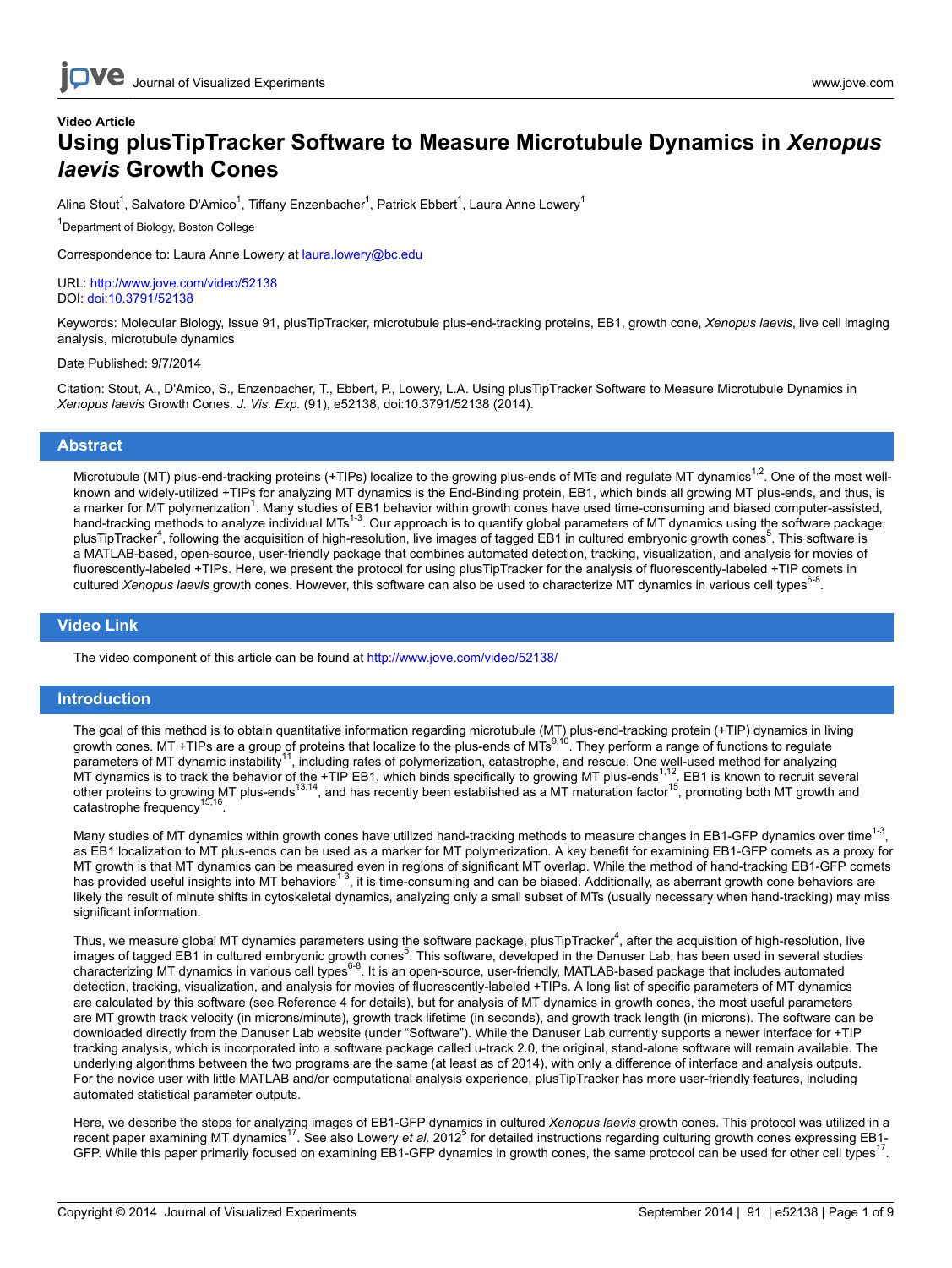Video Article

# Using plusTipTracker Software to Measure Microtubule Dynamics in *Xenopus laevis* Growth Cones

Alina Stout[1], Salvatore D'Amico[1], Tiffany Enzenbacher[1], Patrick Ebbert[1], Laura Anne Lowery[1]

[1]Department of Biology, Boston College

Correspondence to: Laura Anne Lowery at laura.lowery@bc.edu

URL: http://www.jove.com/video/52138
DOI: doi:10.3791/52138

Keywords: Molecular Biology, Issue 91, plusTipTracker, microtubule plus-end-tracking proteins, EB1, growth cone, *Xenopus laevis*, live cell imaging analysis, microtubule dynamics

Date Published: 9/7/2014

Citation: Stout, A., D'Amico, S., Enzenbacher, T., Ebbert, P., Lowery, L.A. Using plusTipTracker Software to Measure Microtubule Dynamics in *Xenopus laevis* Growth Cones. *J. Vis. Exp.* (91), e52138, doi:10.3791/52138 (2014).

## Abstract

Microtubule (MT) plus-end-tracking proteins (+TIPs) localize to the growing plus-ends of MTs and regulate MT dynamics[1,2]. One of the most well-known and widely-utilized +TIPs for analyzing MT dynamics is the End-Binding protein, EB1, which binds all growing MT plus-ends, and thus, is a marker for MT polymerization[1]. Many studies of EB1 behavior within growth cones have used time-consuming and biased computer-assisted, hand-tracking methods to analyze individual MTs[1-3]. Our approach is to quantify global parameters of MT dynamics using the software package, plusTipTracker[4], following the acquisition of high-resolution, live images of tagged EB1 in cultured embryonic growth cones[5]. This software is a MATLAB-based, open-source, user-friendly package that combines automated detection, tracking, visualization, and analysis for movies of fluorescently-labeled +TIPs. Here, we present the protocol for using plusTipTracker for the analysis of fluorescently-labeled +TIP comets in cultured *Xenopus laevis* growth cones. However, this software can also be used to characterize MT dynamics in various cell types[6-8].

## Video Link

The video component of this article can be found at http://www.jove.com/video/52138/

## Introduction

The goal of this method is to obtain quantitative information regarding microtubule (MT) plus-end-tracking protein (+TIP) dynamics in living growth cones. MT +TIPs are a group of proteins that localize to the plus-ends of MTs[9,10]. They perform a range of functions to regulate parameters of MT dynamic instability[11], including rates of polymerization, catastrophe, and rescue. One well-used method for analyzing MT dynamics is to track the behavior of the +TIP EB1, which binds specifically to growing MT plus-ends[1,12]. EB1 is known to recruit several other proteins to growing MT plus-ends[13,14], and has recently been established as a MT maturation factor[15], promoting both MT growth and catastrophe frequency[15,16].

Many studies of MT dynamics within growth cones have utilized hand-tracking methods to measure changes in EB1-GFP dynamics over time[1-3], as EB1 localization to MT plus-ends can be used as a marker for MT polymerization. A key benefit for examining EB1-GFP comets as a proxy for MT growth is that MT dynamics can be measured even in regions of significant MT overlap. While the method of hand-tracking EB1-GFP comets has provided useful insights into MT behaviors[1-3], it is time-consuming and can be biased. Additionally, as aberrant growth cone behaviors are likely the result of minute shifts in cytoskeletal dynamics, analyzing only a small subset of MTs (usually necessary when hand-tracking) may miss significant information.

Thus, we measure global MT dynamics parameters using the software package, plusTipTracker[4], after the acquisition of high-resolution, live images of tagged EB1 in cultured embryonic growth cones[5]. This software, developed in the Danuser Lab, has been used in several studies characterizing MT dynamics in various cell types[6-8]. It is an open-source, user-friendly, MATLAB-based package that includes automated detection, tracking, visualization, and analysis for movies of fluorescently-labeled +TIPs. A long list of specific parameters of MT dynamics are calculated by this software (see Reference 4 for details), but for analysis of MT dynamics in growth cones, the most useful parameters are MT growth track velocity (in microns/minute), growth track lifetime (in seconds), and growth track length (in microns). The software can be downloaded directly from the Danuser Lab website (under "Software"). While the Danuser Lab currently supports a newer interface for +TIP tracking analysis, which is incorporated into a software package called u-track 2.0, the original, stand-alone software will remain available. The underlying algorithms between the two programs are the same (at least as of 2014), with only a difference of interface and analysis outputs. For the novice user with little MATLAB and/or computational analysis experience, plusTipTracker has more user-friendly features, including automated statistical parameter outputs.

Here, we describe the steps for analyzing images of EB1-GFP dynamics in cultured *Xenopus laevis* growth cones. This protocol was utilized in a recent paper examining MT dynamics[17]. See also Lowery *et al.* 2012[5] for detailed instructions regarding culturing growth cones expressing EB1-GFP. While this paper primarily focused on examining EB1-GFP dynamics in growth cones, the same protocol can be used for other cell types[17].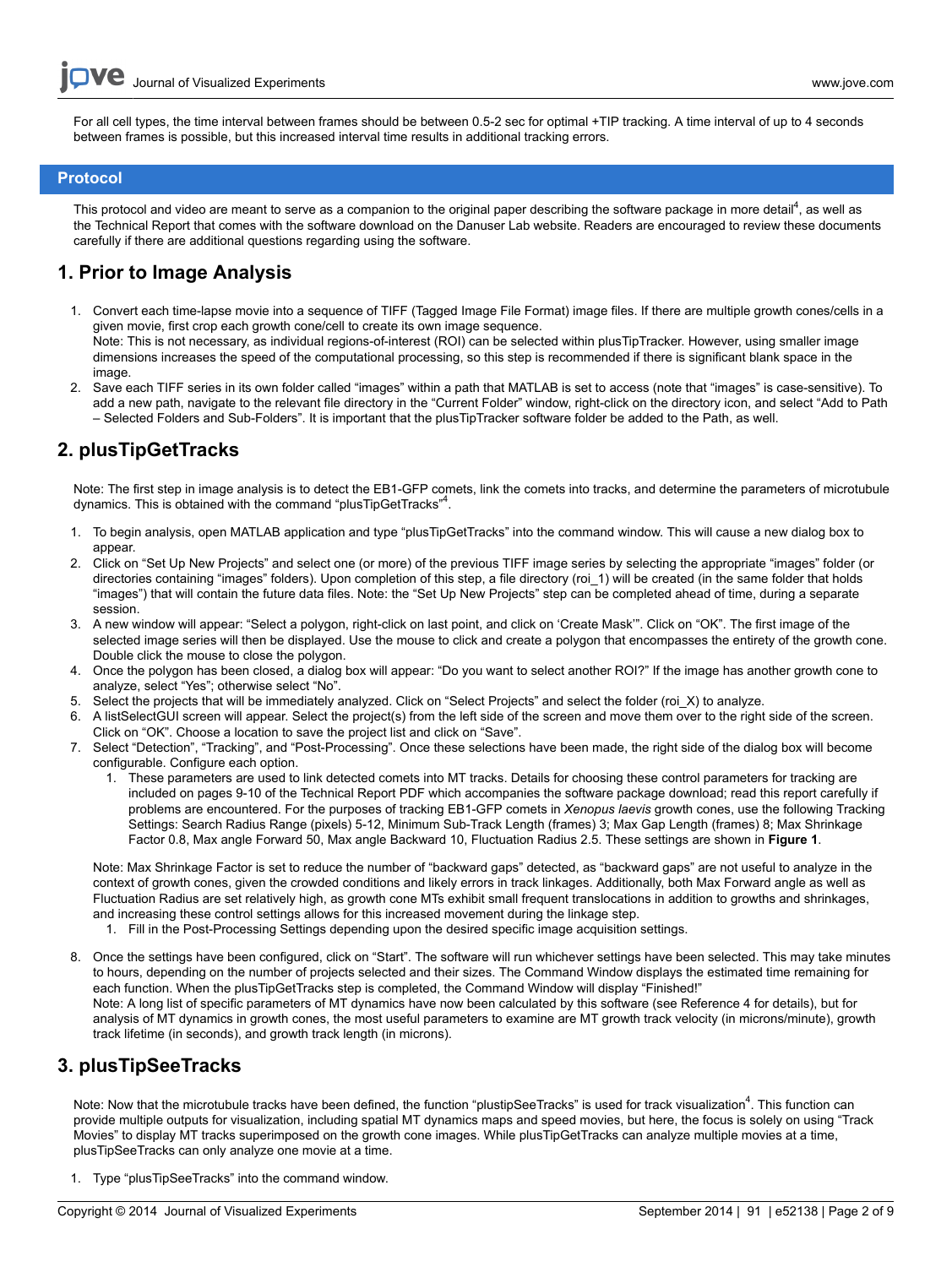For all cell types, the time interval between frames should be between 0.5-2 sec for optimal +TIP tracking. A time interval of up to 4 seconds between frames is possible, but this increased interval time results in additional tracking errors.

## Protocol

This protocol and video are meant to serve as a companion to the original paper describing the software package in more detail[4], as well as the Technical Report that comes with the software download on the Danuser Lab website. Readers are encouraged to review these documents carefully if there are additional questions regarding using the software.

## 1. Prior to Image Analysis

1. Convert each time-lapse movie into a sequence of TIFF (Tagged Image File Format) image files. If there are multiple growth cones/cells in a given movie, first crop each growth cone/cell to create its own image sequence.
   Note: This is not necessary, as individual regions-of-interest (ROI) can be selected within plusTipTracker. However, using smaller image dimensions increases the speed of the computational processing, so this step is recommended if there is significant blank space in the image.
2. Save each TIFF series in its own folder called "images" within a path that MATLAB is set to access (note that "images" is case-sensitive). To add a new path, navigate to the relevant file directory in the "Current Folder" window, right-click on the directory icon, and select "Add to Path – Selected Folders and Sub-Folders". It is important that the plusTipTracker software folder be added to the Path, as well.

## 2. plusTipGetTracks

Note: The first step in image analysis is to detect the EB1-GFP comets, link the comets into tracks, and determine the parameters of microtubule dynamics. This is obtained with the command "plusTipGetTracks"[4].

1. To begin analysis, open MATLAB application and type "plusTipGetTracks" into the command window. This will cause a new dialog box to appear.
2. Click on "Set Up New Projects" and select one (or more) of the previous TIFF image series by selecting the appropriate "images" folder (or directories containing "images" folders). Upon completion of this step, a file directory (roi_1) will be created (in the same folder that holds "images") that will contain the future data files. Note: the "Set Up New Projects" step can be completed ahead of time, during a separate session.
3. A new window will appear: "Select a polygon, right-click on last point, and click on 'Create Mask'". Click on "OK". The first image of the selected image series will then be displayed. Use the mouse to click and create a polygon that encompasses the entirety of the growth cone. Double click the mouse to close the polygon.
4. Once the polygon has been closed, a dialog box will appear: "Do you want to select another ROI?" If the image has another growth cone to analyze, select "Yes"; otherwise select "No".
5. Select the projects that will be immediately analyzed. Click on "Select Projects" and select the folder (roi_X) to analyze.
6. A listSelectGUI screen will appear. Select the project(s) from the left side of the screen and move them over to the right side of the screen. Click on "OK". Choose a location to save the project list and click on "Save".
7. Select "Detection", "Tracking", and "Post-Processing". Once these selections have been made, the right side of the dialog box will become configurable. Configure each option.
   1. These parameters are used to link detected comets into MT tracks. Details for choosing these control parameters for tracking are included on pages 9-10 of the Technical Report PDF which accompanies the software package download; read this report carefully if problems are encountered. For the purposes of tracking EB1-GFP comets in *Xenopus laevis* growth cones, use the following Tracking Settings: Search Radius Range (pixels) 5-12, Minimum Sub-Track Length (frames) 3; Max Gap Length (frames) 8; Max Shrinkage Factor 0.8, Max angle Forward 50, Max angle Backward 10, Fluctuation Radius 2.5. These settings are shown in **Figure 1**.

   Note: Max Shrinkage Factor is set to reduce the number of "backward gaps" detected, as "backward gaps" are not useful to analyze in the context of growth cones, given the crowded conditions and likely errors in track linkages. Additionally, both Max Forward angle as well as Fluctuation Radius are set relatively high, as growth cone MTs exhibit small frequent translocations in addition to growths and shrinkages, and increasing these control settings allows for this increased movement during the linkage step.
   1. Fill in the Post-Processing Settings depending upon the desired specific image acquisition settings.
8. Once the settings have been configured, click on "Start". The software will run whichever settings have been selected. This may take minutes to hours, depending on the number of projects selected and their sizes. The Command Window displays the estimated time remaining for each function. When the plusTipGetTracks step is completed, the Command Window will display "Finished!"
   Note: A long list of specific parameters of MT dynamics have now been calculated by this software (see Reference 4 for details), but for analysis of MT dynamics in growth cones, the most useful parameters to examine are MT growth track velocity (in microns/minute), growth track lifetime (in seconds), and growth track length (in microns).

## 3. plusTipSeeTracks

Note: Now that the microtubule tracks have been defined, the function "plustipSeeTracks" is used for track visualization[4]. This function can provide multiple outputs for visualization, including spatial MT dynamics maps and speed movies, but here, the focus is solely on using "Track Movies" to display MT tracks superimposed on the growth cone images. While plusTipGetTracks can analyze multiple movies at a time, plusTipSeeTracks can only analyze one movie at a time.

1. Type "plusTipSeeTracks" into the command window.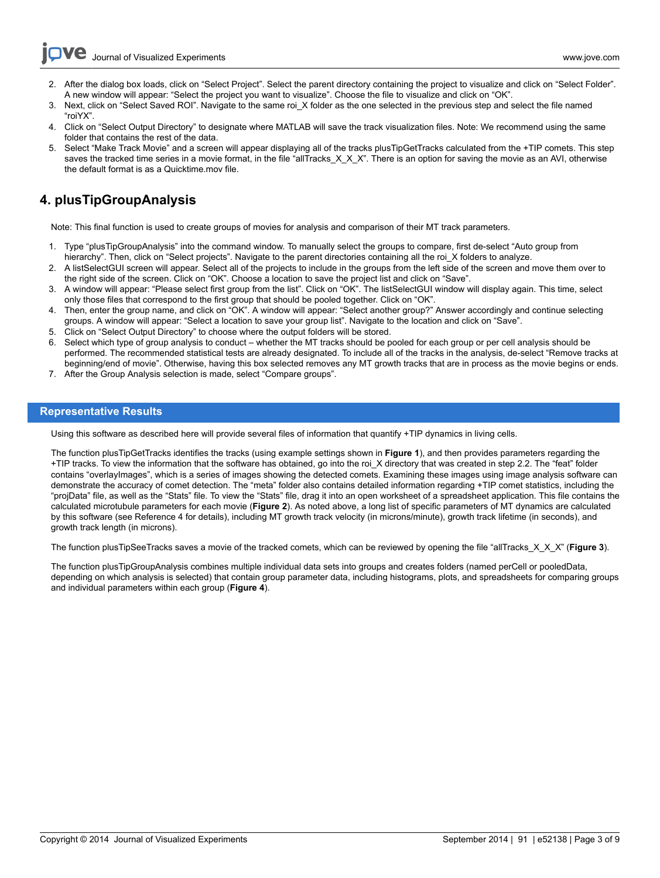2. After the dialog box loads, click on "Select Project". Select the parent directory containing the project to visualize and click on "Select Folder". A new window will appear: "Select the project you want to visualize". Choose the file to visualize and click on "OK".
3. Next, click on "Select Saved ROI". Navigate to the same roi_X folder as the one selected in the previous step and select the file named "roiYX".
4. Click on "Select Output Directory" to designate where MATLAB will save the track visualization files. Note: We recommend using the same folder that contains the rest of the data.
5. Select "Make Track Movie" and a screen will appear displaying all of the tracks plusTipGetTracks calculated from the +TIP comets. This step saves the tracked time series in a movie format, in the file "allTracks_X_X_X". There is an option for saving the movie as an AVI, otherwise the default format is as a Quicktime.mov file.

## 4. plusTipGroupAnalysis

Note: This final function is used to create groups of movies for analysis and comparison of their MT track parameters.

1. Type "plusTipGroupAnalysis" into the command window. To manually select the groups to compare, first de-select "Auto group from hierarchy". Then, click on "Select projects". Navigate to the parent directories containing all the roi_X folders to analyze.
2. A listSelectGUI screen will appear. Select all of the projects to include in the groups from the left side of the screen and move them over to the right side of the screen. Click on "OK". Choose a location to save the project list and click on "Save".
3. A window will appear: "Please select first group from the list". Click on "OK". The listSelectGUI window will display again. This time, select only those files that correspond to the first group that should be pooled together. Click on "OK".
4. Then, enter the group name, and click on "OK". A window will appear: "Select another group?" Answer accordingly and continue selecting groups. A window will appear: "Select a location to save your group list". Navigate to the location and click on "Save".
5. Click on "Select Output Directory" to choose where the output folders will be stored.
6. Select which type of group analysis to conduct – whether the MT tracks should be pooled for each group or per cell analysis should be performed. The recommended statistical tests are already designated. To include all of the tracks in the analysis, de-select "Remove tracks at beginning/end of movie". Otherwise, having this box selected removes any MT growth tracks that are in process as the movie begins or ends.
7. After the Group Analysis selection is made, select "Compare groups".

## Representative Results

Using this software as described here will provide several files of information that quantify +TIP dynamics in living cells.

The function plusTipGetTracks identifies the tracks (using example settings shown in **Figure 1**), and then provides parameters regarding the +TIP tracks. To view the information that the software has obtained, go into the roi_X directory that was created in step 2.2. The "feat" folder contains "overlayImages", which is a series of images showing the detected comets. Examining these images using image analysis software can demonstrate the accuracy of comet detection. The "meta" folder also contains detailed information regarding +TIP comet statistics, including the "projData" file, as well as the "Stats" file. To view the "Stats" file, drag it into an open worksheet of a spreadsheet application. This file contains the calculated microtubule parameters for each movie (**Figure 2**). As noted above, a long list of specific parameters of MT dynamics are calculated by this software (see Reference 4 for details), including MT growth track velocity (in microns/minute), growth track lifetime (in seconds), and growth track length (in microns).

The function plusTipSeeTracks saves a movie of the tracked comets, which can be reviewed by opening the file "allTracks_X_X_X" (**Figure 3**).

The function plusTipGroupAnalysis combines multiple individual data sets into groups and creates folders (named perCell or pooledData, depending on which analysis is selected) that contain group parameter data, including histograms, plots, and spreadsheets for comparing groups and individual parameters within each group (**Figure 4**).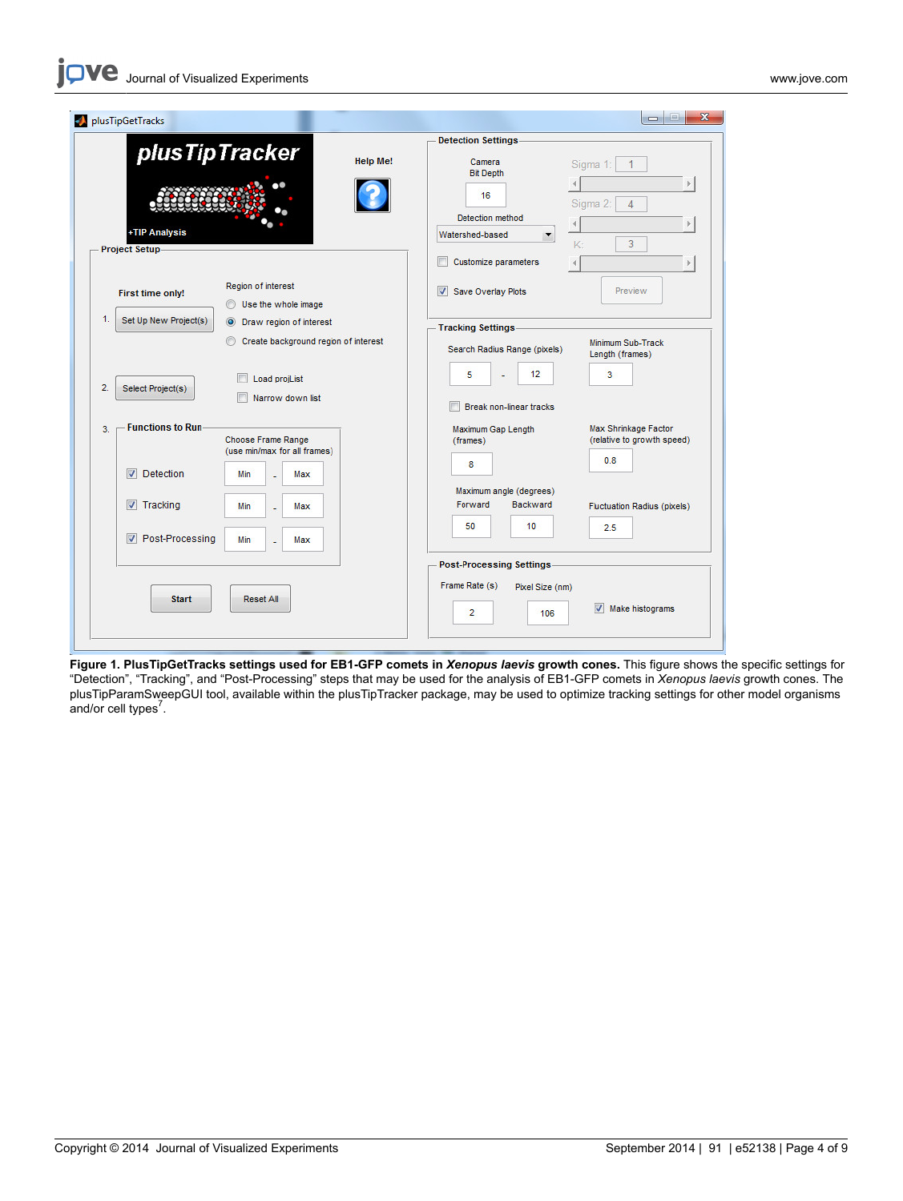**Figure 1. PlusTipGetTracks settings used for EB1-GFP comets in *Xenopus laevis* growth cones.** This figure shows the specific settings for "Detection", "Tracking", and "Post-Processing" steps that may be used for the analysis of EB1-GFP comets in *Xenopus laevis* growth cones. The plusTipParamSweepGUI tool, available within the plusTipTracker package, may be used to optimize tracking settings for other model organisms and/or cell types[7].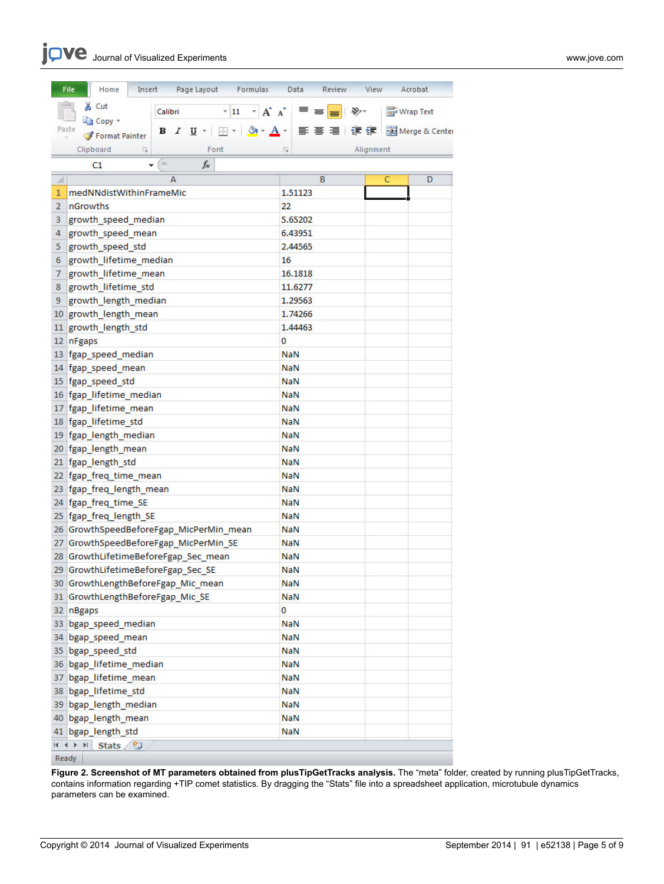| | A | B |
|---|---|---|
| 1 | medNNdistWithinFrameMic | 1.51123 |
| 2 | nGrowths | 22 |
| 3 | growth_speed_median | 5.65202 |
| 4 | growth_speed_mean | 6.43951 |
| 5 | growth_speed_std | 2.44565 |
| 6 | growth_lifetime_median | 16 |
| 7 | growth_lifetime_mean | 16.1818 |
| 8 | growth_lifetime_std | 11.6277 |
| 9 | growth_length_median | 1.29563 |
| 10 | growth_length_mean | 1.74266 |
| 11 | growth_length_std | 1.44463 |
| 12 | nFgaps | 0 |
| 13 | fgap_speed_median | NaN |
| 14 | fgap_speed_mean | NaN |
| 15 | fgap_speed_std | NaN |
| 16 | fgap_lifetime_median | NaN |
| 17 | fgap_lifetime_mean | NaN |
| 18 | fgap_lifetime_std | NaN |
| 19 | fgap_length_median | NaN |
| 20 | fgap_length_mean | NaN |
| 21 | fgap_length_std | NaN |
| 22 | fgap_freq_time_mean | NaN |
| 23 | fgap_freq_length_mean | NaN |
| 24 | fgap_freq_time_SE | NaN |
| 25 | fgap_freq_length_SE | NaN |
| 26 | GrowthSpeedBeforeFgap_MicPerMin_mean | NaN |
| 27 | GrowthSpeedBeforeFgap_MicPerMin_SE | NaN |
| 28 | GrowthLifetimeBeforeFgap_Sec_mean | NaN |
| 29 | GrowthLifetimeBeforeFgap_Sec_SE | NaN |
| 30 | GrowthLengthBeforeFgap_Mic_mean | NaN |
| 31 | GrowthLengthBeforeFgap_Mic_SE | NaN |
| 32 | nBgaps | 0 |
| 33 | bgap_speed_median | NaN |
| 34 | bgap_speed_mean | NaN |
| 35 | bgap_speed_std | NaN |
| 36 | bgap_lifetime_median | NaN |
| 37 | bgap_lifetime_mean | NaN |
| 38 | bgap_lifetime_std | NaN |
| 39 | bgap_length_median | NaN |
| 40 | bgap_length_mean | NaN |
| 41 | bgap_length_std | NaN |

**Figure 2. Screenshot of MT parameters obtained from plusTipGetTracks analysis.** The "meta" folder, created by running plusTipGetTracks, contains information regarding +TIP comet statistics. By dragging the "Stats" file into a spreadsheet application, microtubule dynamics parameters can be examined.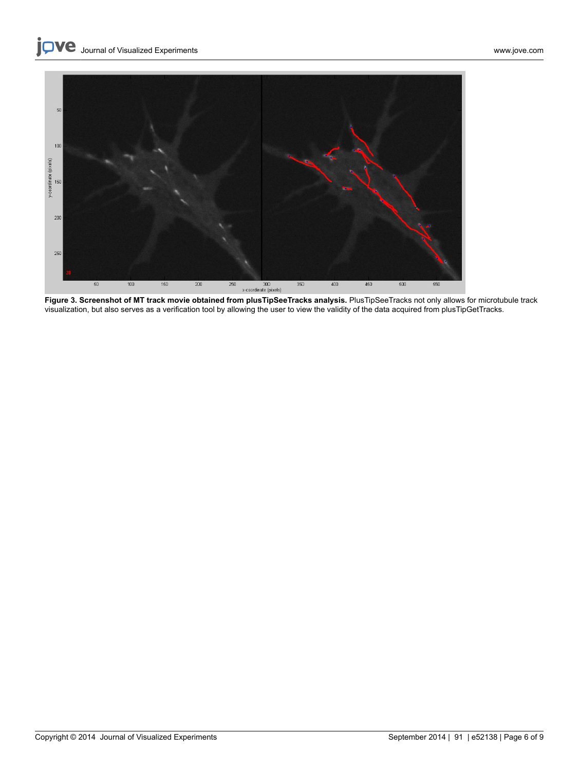**Figure 3. Screenshot of MT track movie obtained from plusTipSeeTracks analysis.** PlusTipSeeTracks not only allows for microtubule track visualization, but also serves as a verification tool by allowing the user to view the validity of the data acquired from plusTipGetTracks.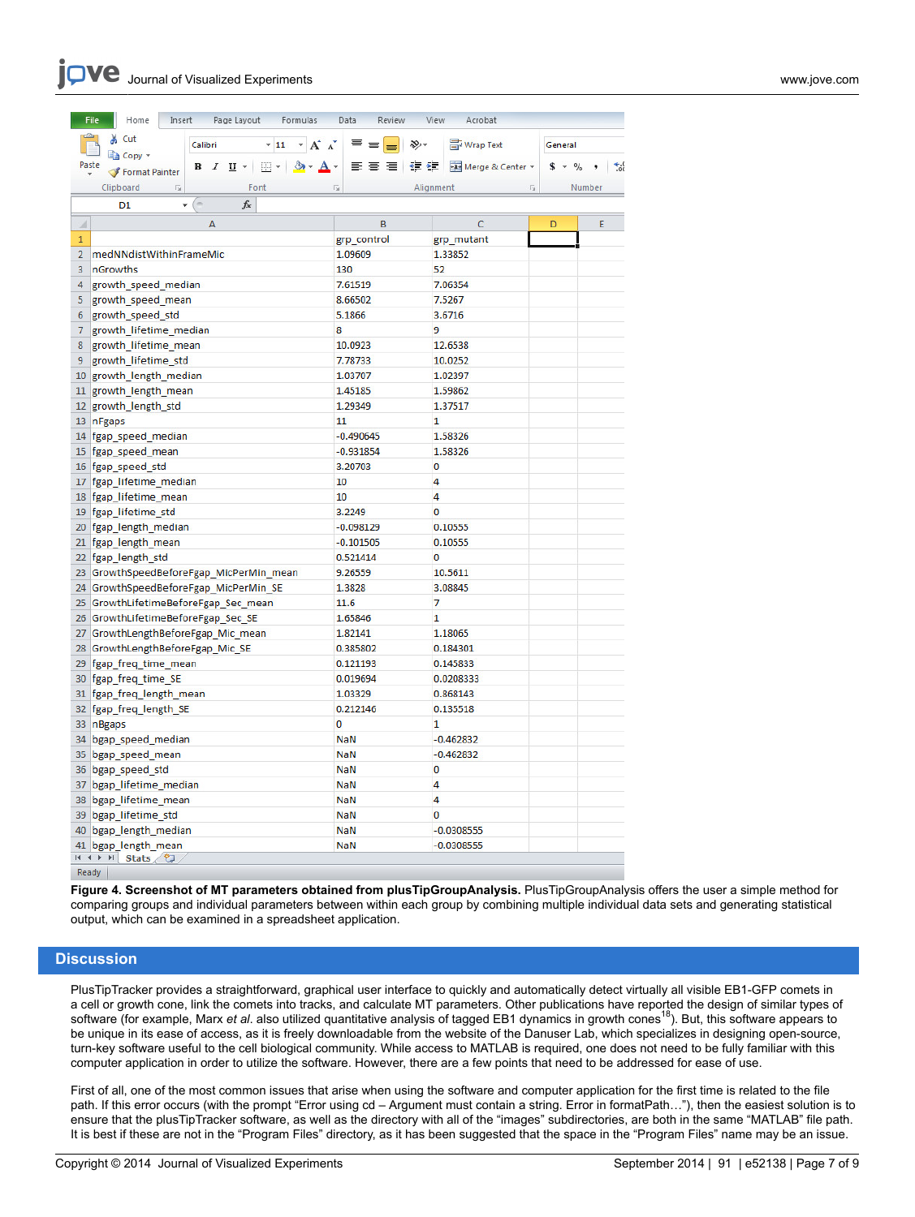| | A | B | C |
|---|---|---|---|
| 1 | | grp_control | grp_mutant |
| 2 | medNNdistWithinFrameMic | 1.09609 | 1.33852 |
| 3 | nGrowths | 130 | 52 |
| 4 | growth_speed_median | 7.61519 | 7.06354 |
| 5 | growth_speed_mean | 8.66502 | 7.5267 |
| 6 | growth_speed_std | 5.1866 | 3.6716 |
| 7 | growth_lifetime_median | 8 | 9 |
| 8 | growth_lifetime_mean | 10.0923 | 12.6538 |
| 9 | growth_lifetime_std | 7.78733 | 10.0252 |
| 10 | growth_length_median | 1.03707 | 1.02397 |
| 11 | growth_length_mean | 1.45185 | 1.59862 |
| 12 | growth_length_std | 1.29349 | 1.37517 |
| 13 | nFgaps | 11 | 1 |
| 14 | fgap_speed_median | -0.490645 | 1.58326 |
| 15 | fgap_speed_mean | -0.931854 | 1.58326 |
| 16 | fgap_speed_std | 3.20703 | 0 |
| 17 | fgap_lifetime_median | 10 | 4 |
| 18 | fgap_lifetime_mean | 10 | 4 |
| 19 | fgap_lifetime_std | 3.2249 | 0 |
| 20 | fgap_length_median | -0.098129 | 0.10555 |
| 21 | fgap_length_mean | -0.101505 | 0.10555 |
| 22 | fgap_length_std | 0.521414 | 0 |
| 23 | GrowthSpeedBeforeFgap_MicPerMin_mean | 9.26559 | 10.5611 |
| 24 | GrowthSpeedBeforeFgap_MicPerMin_SE | 1.3828 | 3.08845 |
| 25 | GrowthLifetimeBeforeFgap_Sec_mean | 11.6 | 7 |
| 26 | GrowthLifetimeBeforeFgap_Sec_SE | 1.65846 | 1 |
| 27 | GrowthLengthBeforeFgap_Mic_mean | 1.82141 | 1.18065 |
| 28 | GrowthLengthBeforeFgap_Mic_SE | 0.385802 | 0.184301 |
| 29 | fgap_freq_time_mean | 0.121193 | 0.145833 |
| 30 | fgap_freq_time_SE | 0.019694 | 0.0208333 |
| 31 | fgap_freq_length_mean | 1.03329 | 0.868143 |
| 32 | fgap_freq_length_SE | 0.212146 | 0.135518 |
| 33 | nBgaps | 0 | 1 |
| 34 | bgap_speed_median | NaN | -0.462832 |
| 35 | bgap_speed_mean | NaN | -0.462832 |
| 36 | bgap_speed_std | NaN | 0 |
| 37 | bgap_lifetime_median | NaN | 4 |
| 38 | bgap_lifetime_mean | NaN | 4 |
| 39 | bgap_lifetime_std | NaN | 0 |
| 40 | bgap_length_median | NaN | -0.0308555 |
| 41 | bgap_length_mean | NaN | -0.0308555 |

**Figure 4. Screenshot of MT parameters obtained from plusTipGroupAnalysis.** PlusTipGroupAnalysis offers the user a simple method for comparing groups and individual parameters between within each group by combining multiple individual data sets and generating statistical output, which can be examined in a spreadsheet application.

## Discussion

PlusTipTracker provides a straightforward, graphical user interface to quickly and automatically detect virtually all visible EB1-GFP comets in a cell or growth cone, link the comets into tracks, and calculate MT parameters. Other publications have reported the design of similar types of software (for example, Marx *et al.* also utilized quantitative analysis of tagged EB1 dynamics in growth cones[18]). But, this software appears to be unique in its ease of access, as it is freely downloadable from the website of the Danuser Lab, which specializes in designing open-source, turn-key software useful to the cell biological community. While access to MATLAB is required, one does not need to be fully familiar with this computer application in order to utilize the software. However, there are a few points that need to be addressed for ease of use.

First of all, one of the most common issues that arise when using the software and computer application for the first time is related to the file path. If this error occurs (with the prompt "Error using cd – Argument must contain a string. Error in formatPath…"), then the easiest solution is to ensure that the plusTipTracker software, as well as the directory with all of the "images" subdirectories, are both in the same "MATLAB" file path. It is best if these are not in the "Program Files" directory, as it has been suggested that the space in the "Program Files" name may be an issue.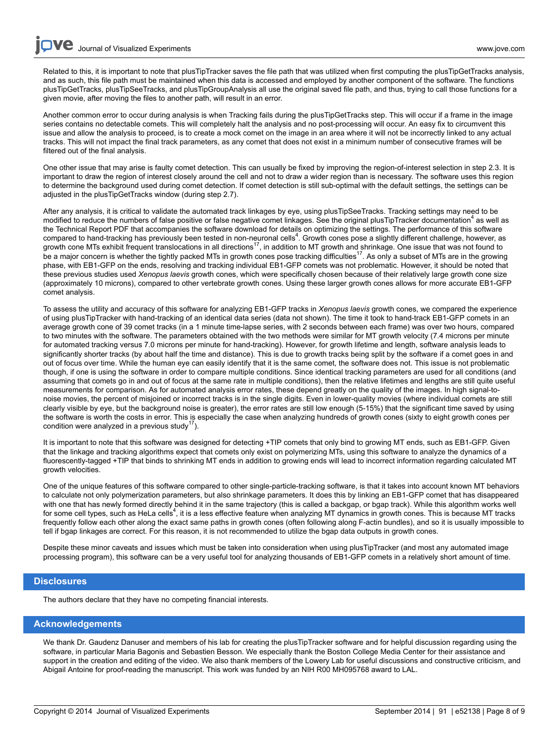Related to this, it is important to note that plusTipTracker saves the file path that was utilized when first computing the plusTipGetTracks analysis, and as such, this file path must be maintained when this data is accessed and employed by another component of the software. The functions plusTipGetTracks, plusTipSeeTracks, and plusTipGroupAnalysis all use the original saved file path, and thus, trying to call those functions for a given movie, after moving the files to another path, will result in an error.

Another common error to occur during analysis is when Tracking fails during the plusTipGetTracks step. This will occur if a frame in the image series contains no detectable comets. This will completely halt the analysis and no post-processing will occur. An easy fix to circumvent this issue and allow the analysis to proceed, is to create a mock comet on the image in an area where it will not be incorrectly linked to any actual tracks. This will not impact the final track parameters, as any comet that does not exist in a minimum number of consecutive frames will be filtered out of the final analysis.

One other issue that may arise is faulty comet detection. This can usually be fixed by improving the region-of-interest selection in step 2.3. It is important to draw the region of interest closely around the cell and not to draw a wider region than is necessary. The software uses this region to determine the background used during comet detection. If comet detection is still sub-optimal with the default settings, the settings can be adjusted in the plusTipGetTracks window (during step 2.7).

After any analysis, it is critical to validate the automated track linkages by eye, using plusTipSeeTracks. Tracking settings may need to be modified to reduce the numbers of false positive or false negative comet linkages. See the original plusTipTracker documentation[4] as well as the Technical Report PDF that accompanies the software download for details on optimizing the settings. The performance of this software compared to hand-tracking has previously been tested in non-neuronal cells[4]. Growth cones pose a slightly different challenge, however, as growth cone MTs exhibit frequent translocations in all directions[17], in addition to MT growth and shrinkage. One issue that was not found to be a major concern is whether the tightly packed MTs in growth cones pose tracking difficulties[17]. As only a subset of MTs are in the growing phase, with EB1-GFP on the ends, resolving and tracking individual EB1-GFP comets was not problematic. However, it should be noted that these previous studies used *Xenopus laevis* growth cones, which were specifically chosen because of their relatively large growth cone size (approximately 10 microns), compared to other vertebrate growth cones. Using these larger growth cones allows for more accurate EB1-GFP comet analysis.

To assess the utility and accuracy of this software for analyzing EB1-GFP tracks in *Xenopus laevis* growth cones, we compared the experience of using plusTipTracker with hand-tracking of an identical data series (data not shown). The time it took to hand-track EB1-GFP comets in an average growth cone of 39 comet tracks (in a 1 minute time-lapse series, with 2 seconds between each frame) was over two hours, compared to two minutes with the software. The parameters obtained with the two methods were similar for MT growth velocity (7.4 microns per minute for automated tracking versus 7.0 microns per minute for hand-tracking). However, for growth lifetime and length, software analysis leads to significantly shorter tracks (by about half the time and distance). This is due to growth tracks being split by the software if a comet goes in and out of focus over time. While the human eye can easily identify that it is the same comet, the software does not. This issue is not problematic though, if one is using the software in order to compare multiple conditions. Since identical tracking parameters are used for all conditions (and assuming that comets go in and out of focus at the same rate in multiple conditions), then the relative lifetimes and lengths are still quite useful measurements for comparison. As for automated analysis error rates, these depend greatly on the quality of the images. In high signal-to-noise movies, the percent of misjoined or incorrect tracks is in the single digits. Even in lower-quality movies (where individual comets are still clearly visible by eye, but the background noise is greater), the error rates are still low enough (5-15%) that the significant time saved by using the software is worth the costs in error. This is especially the case when analyzing hundreds of growth cones (sixty to eight growth cones per condition were analyzed in a previous study[17]).

It is important to note that this software was designed for detecting +TIP comets that only bind to growing MT ends, such as EB1-GFP. Given that the linkage and tracking algorithms expect that comets only exist on polymerizing MTs, using this software to analyze the dynamics of a fluorescently-tagged +TIP that binds to shrinking MT ends in addition to growing ends will lead to incorrect information regarding calculated MT growth velocities.

One of the unique features of this software compared to other single-particle-tracking software, is that it takes into account known MT behaviors to calculate not only polymerization parameters, but also shrinkage parameters. It does this by linking an EB1-GFP comet that has disappeared with one that has newly formed directly behind it in the same trajectory (this is called a backgap, or bgap track). While this algorithm works well for some cell types, such as HeLa cells[4], it is a less effective feature when analyzing MT dynamics in growth cones. This is because MT tracks frequently follow each other along the exact same paths in growth cones (often following along F-actin bundles), and so it is usually impossible to tell if bgap linkages are correct. For this reason, it is not recommended to utilize the bgap data outputs in growth cones.

Despite these minor caveats and issues which must be taken into consideration when using plusTipTracker (and most any automated image processing program), this software can be a very useful tool for analyzing thousands of EB1-GFP comets in a relatively short amount of time.

## Disclosures

The authors declare that they have no competing financial interests.

## Acknowledgements

We thank Dr. Gaudenz Danuser and members of his lab for creating the plusTipTracker software and for helpful discussion regarding using the software, in particular Maria Bagonis and Sebastien Besson. We especially thank the Boston College Media Center for their assistance and support in the creation and editing of the video. We also thank members of the Lowery Lab for useful discussions and constructive criticism, and Abigail Antoine for proof-reading the manuscript. This work was funded by an NIH R00 MH095768 award to LAL.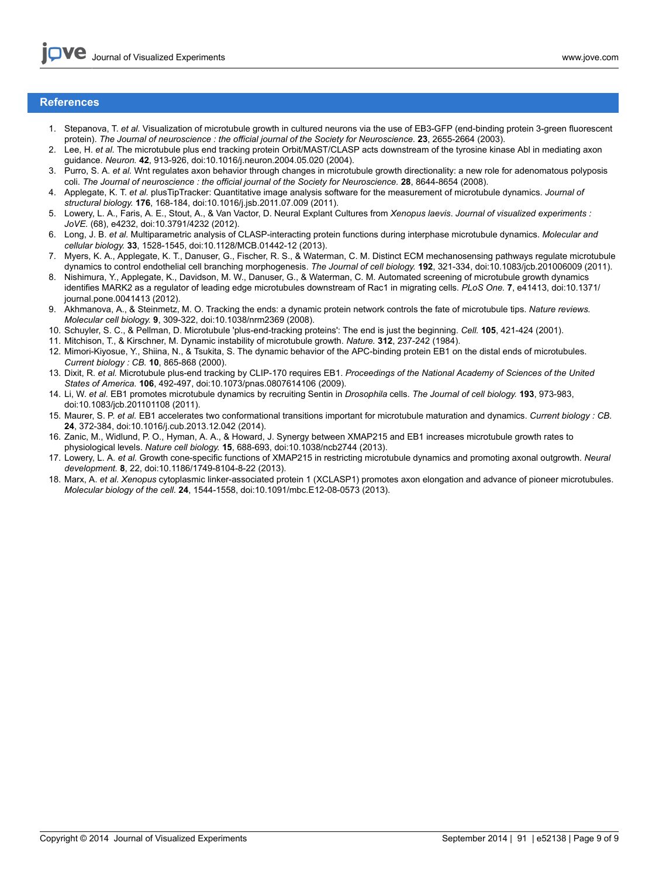## References

1. Stepanova, T. *et al.* Visualization of microtubule growth in cultured neurons via the use of EB3-GFP (end-binding protein 3-green fluorescent protein). *The Journal of neuroscience : the official journal of the Society for Neuroscience.* **23**, 2655-2664 (2003).
2. Lee, H. *et al.* The microtubule plus end tracking protein Orbit/MAST/CLASP acts downstream of the tyrosine kinase Abl in mediating axon guidance. *Neuron.* **42**, 913-926, doi:10.1016/j.neuron.2004.05.020 (2004).
3. Purro, S. A. *et al.* Wnt regulates axon behavior through changes in microtubule growth directionality: a new role for adenomatous polyposis coli. *The Journal of neuroscience : the official journal of the Society for Neuroscience.* **28**, 8644-8654 (2008).
4. Applegate, K. T. *et al.* plusTipTracker: Quantitative image analysis software for the measurement of microtubule dynamics. *Journal of structural biology.* **176**, 168-184, doi:10.1016/j.jsb.2011.07.009 (2011).
5. Lowery, L. A., Faris, A. E., Stout, A., & Van Vactor, D. Neural Explant Cultures from *Xenopus laevis*. *Journal of visualized experiments : JoVE.* (68), e4232, doi:10.3791/4232 (2012).
6. Long, J. B. *et al.* Multiparametric analysis of CLASP-interacting protein functions during interphase microtubule dynamics. *Molecular and cellular biology.* **33**, 1528-1545, doi:10.1128/MCB.01442-12 (2013).
7. Myers, K. A., Applegate, K. T., Danuser, G., Fischer, R. S., & Waterman, C. M. Distinct ECM mechanosensing pathways regulate microtubule dynamics to control endothelial cell branching morphogenesis. *The Journal of cell biology.* **192**, 321-334, doi:10.1083/jcb.201006009 (2011).
8. Nishimura, Y., Applegate, K., Davidson, M. W., Danuser, G., & Waterman, C. M. Automated screening of microtubule growth dynamics identifies MARK2 as a regulator of leading edge microtubules downstream of Rac1 in migrating cells. *PLoS One.* **7**, e41413, doi:10.1371/journal.pone.0041413 (2012).
9. Akhmanova, A., & Steinmetz, M. O. Tracking the ends: a dynamic protein network controls the fate of microtubule tips. *Nature reviews. Molecular cell biology.* **9**, 309-322, doi:10.1038/nrm2369 (2008).
10. Schuyler, S. C., & Pellman, D. Microtubule 'plus-end-tracking proteins': The end is just the beginning. *Cell.* **105**, 421-424 (2001).
11. Mitchison, T., & Kirschner, M. Dynamic instability of microtubule growth. *Nature.* **312**, 237-242 (1984).
12. Mimori-Kiyosue, Y., Shiina, N., & Tsukita, S. The dynamic behavior of the APC-binding protein EB1 on the distal ends of microtubules. *Current biology : CB.* **10**, 865-868 (2000).
13. Dixit, R. *et al.* Microtubule plus-end tracking by CLIP-170 requires EB1. *Proceedings of the National Academy of Sciences of the United States of America.* **106**, 492-497, doi:10.1073/pnas.0807614106 (2009).
14. Li, W. *et al.* EB1 promotes microtubule dynamics by recruiting Sentin in *Drosophila* cells. *The Journal of cell biology.* **193**, 973-983, doi:10.1083/jcb.201101108 (2011).
15. Maurer, S. P. *et al.* EB1 accelerates two conformational transitions important for microtubule maturation and dynamics. *Current biology : CB.* **24**, 372-384, doi:10.1016/j.cub.2013.12.042 (2014).
16. Zanic, M., Widlund, P. O., Hyman, A. A., & Howard, J. Synergy between XMAP215 and EB1 increases microtubule growth rates to physiological levels. *Nature cell biology.* **15**, 688-693, doi:10.1038/ncb2744 (2013).
17. Lowery, L. A. *et al.* Growth cone-specific functions of XMAP215 in restricting microtubule dynamics and promoting axonal outgrowth. *Neural development.* **8**, 22, doi:10.1186/1749-8104-8-22 (2013).
18. Marx, A. *et al. Xenopus* cytoplasmic linker-associated protein 1 (XCLASP1) promotes axon elongation and advance of pioneer microtubules. *Molecular biology of the cell.* **24**, 1544-1558, doi:10.1091/mbc.E12-08-0573 (2013).